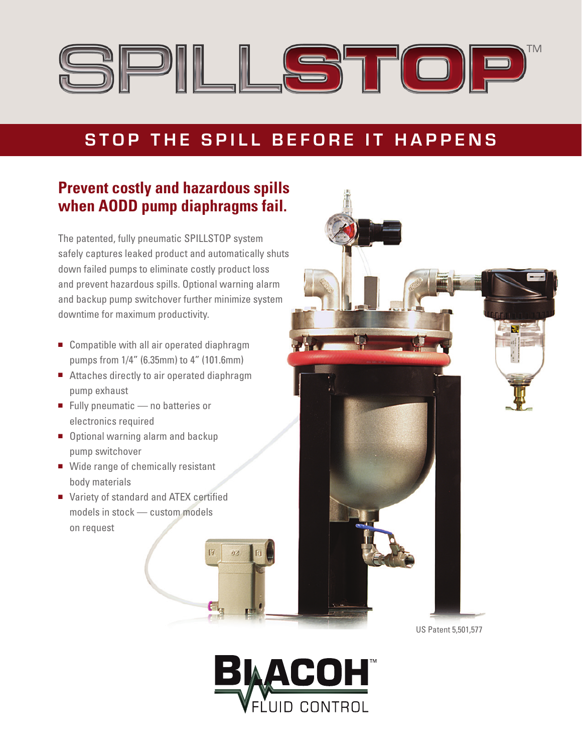# SPILLSTOP™

## STOP THE SPILL BEFORE IT HAPPENS

### Prevent costly and hazardous spills when AODD pump diaphragms fail.

The patented, fully pneumatic SPILLSTOP system safely captures leaked product and automatically shuts down failed pumps to eliminate costly product loss and prevent hazardous spills. Optional warning alarm and backup pump switchover further minimize system downtime for maximum productivity.

- Compatible with all air operated diaphragm pumps from 1/4" (6.35mm) to 4" (101.6mm)
- Attaches directly to air operated diaphragm pump exhaust
- Fully pneumatic — no batteries or electronics required
- Optional warning alarm and backup pump switchover
- Wide range of chemically resistant body materials
- Variety of standard and ATEX certified models in stock — custom models on request

US Patent 5,501,577

BLACOH™ FLUID CONTROL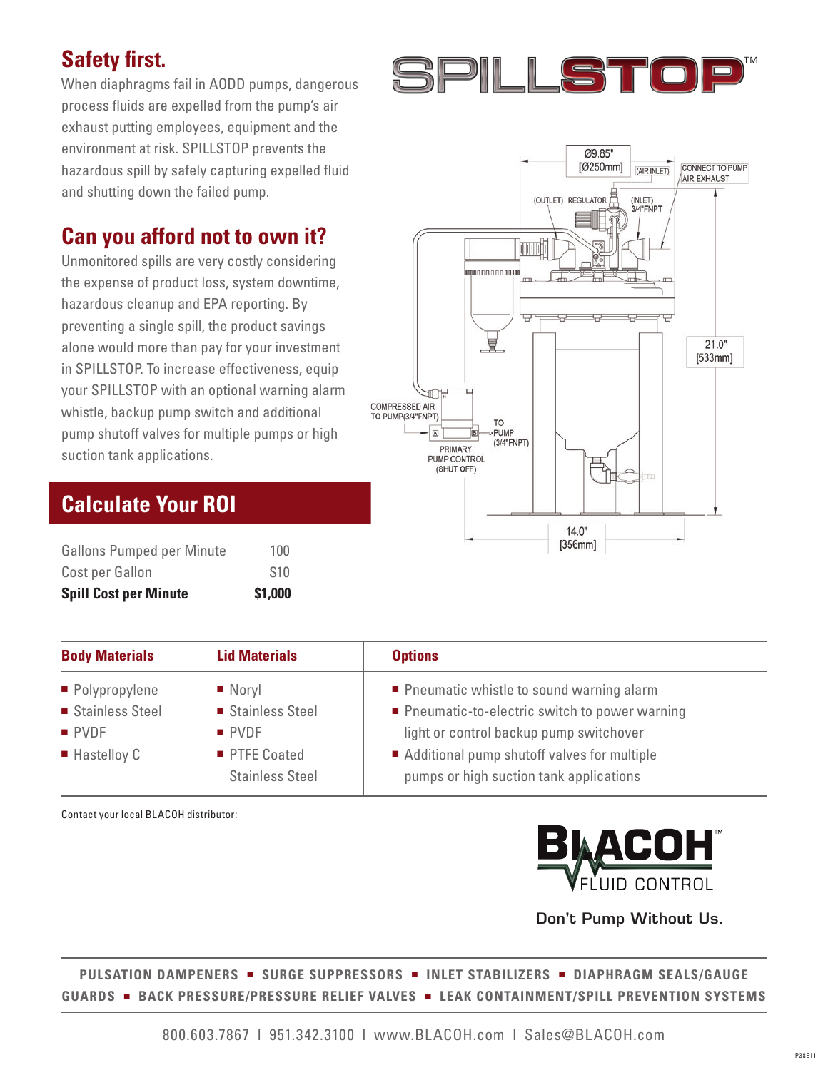## Safety first.

When diaphragms fail in AODD pumps, dangerous process fluids are expelled from the pump's air exhaust putting employees, equipment and the environment at risk. SPILLSTOP prevents the hazardous spill by safely capturing expelled fluid and shutting down the failed pump.

## Can you afford not to own it?

Unmonitored spills are very costly considering the expense of product loss, system downtime, hazardous cleanup and EPA reporting. By preventing a single spill, the product savings alone would more than pay for your investment in SPILLSTOP. To increase effectiveness, equip your SPILLSTOP with an optional warning alarm whistle, backup pump switch and additional pump shutoff valves for multiple pumps or high suction tank applications.

## Calculate Your ROI

| | |
|---|---|
| Gallons Pumped per Minute | 100 |
| Cost per Gallon | $10 |
| **Spill Cost per Minute** | **$1,000** |

SPILLSTOP™

Ø9.85" [Ø250mm]

(AIR INLET)

CONNECT TO PUMP AIR EXHAUST

(OUTLET) REGULATOR

(INLET) 3/4"FNPT

21.0" [533mm]

COMPRESSED AIR TO PUMP(3/4"FNPT)

TO PUMP (3/4"FNPT)

PRIMARY PUMP CONTROL (SHUT OFF)

14.0" [356mm]

| Body Materials | Lid Materials | Options |
|---|---|---|
| ▪ Polypropylene<br>▪ Stainless Steel<br>▪ PVDF<br>▪ Hastelloy C | ▪ Noryl<br>▪ Stainless Steel<br>▪ PVDF<br>▪ PTFE Coated Stainless Steel | ▪ Pneumatic whistle to sound warning alarm<br>▪ Pneumatic-to-electric switch to power warning light or control backup pump switchover<br>▪ Additional pump shutoff valves for multiple pumps or high suction tank applications |

Contact your local BLACOH distributor:

BLACOH™ FLUID CONTROL

**Don't Pump Without Us.**

**PULSATION DAMPENERS ▪ SURGE SUPPRESSORS ▪ INLET STABILIZERS ▪ DIAPHRAGM SEALS/GAUGE GUARDS ▪ BACK PRESSURE/PRESSURE RELIEF VALVES ▪ LEAK CONTAINMENT/SPILL PREVENTION SYSTEMS**

800.603.7867 | 951.342.3100 | www.BLACOH.com | Sales@BLACOH.com

P38E11